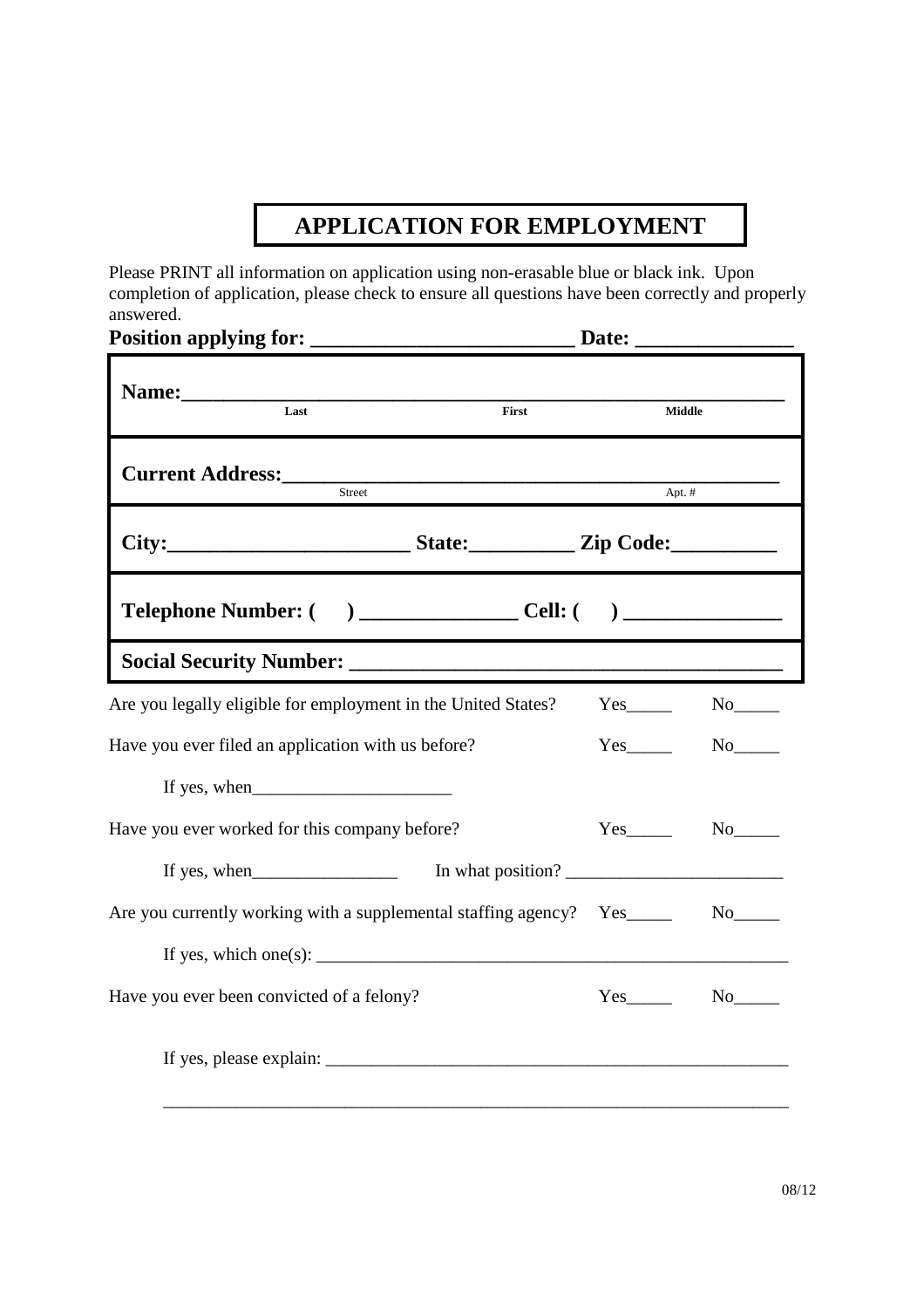# APPLICATION FOR EMPLOYMENT

Please PRINT all information on application using non-erasable blue or black ink. Upon completion of application, please check to ensure all questions have been correctly and properly answered.

**Position applying for: _________________________ Date: _______________**

**Name:**___________________________________________________________
Last First Middle

**Current Address:**_______________________________________________
Street Apt. #

**City:**_______________________ **State:**__________ **Zip Code:**__________

**Telephone Number: (    ) _______________ Cell: (    ) _______________**

**Social Security Number: _______________________________________**

Are you legally eligible for employment in the United States? Yes_____ No_____

Have you ever filed an application with us before? Yes_____ No_____

If yes, when______________________

Have you ever worked for this company before? Yes_____ No_____

If yes, when________________ In what position? ________________________

Are you currently working with a supplemental staffing agency? Yes_____ No_____

If yes, which one(s): _____________________________________________________

Have you ever been convicted of a felony? Yes_____ No_____

If yes, please explain: ____________________________________________________

_______________________________________________________________________

08/12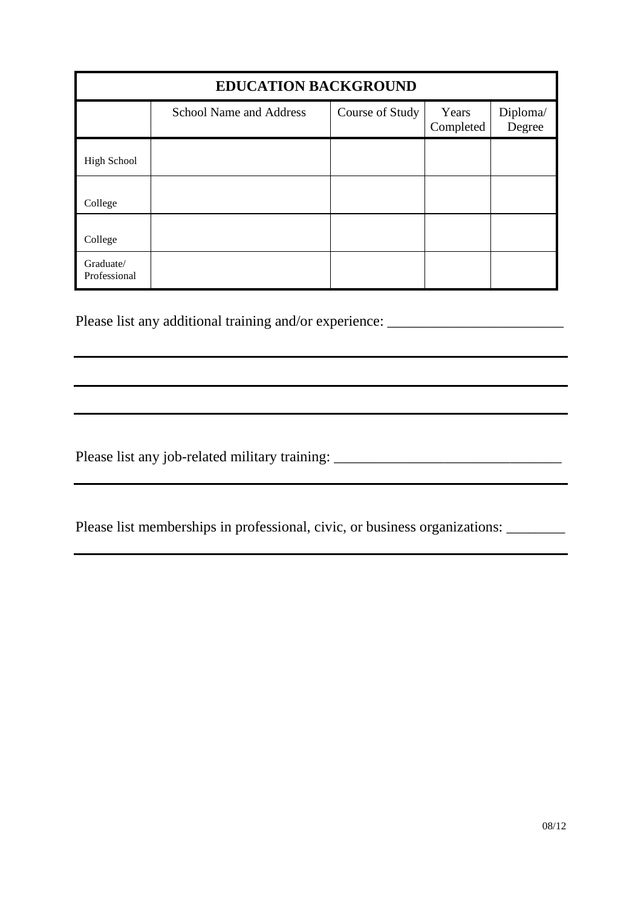| EDUCATION BACKGROUND | | | | |
|---|---|---|---|---|
| | School Name and Address | Course of Study | Years Completed | Diploma/ Degree |
| High School | | | | |
| College | | | | |
| College | | | | |
| Graduate/ Professional | | | | |

Please list any additional training and/or experience: ________________________

______________________________________________________________________

______________________________________________________________________

______________________________________________________________________

Please list any job-related military training: _______________________________

______________________________________________________________________

Please list memberships in professional, civic, or business organizations: ________

______________________________________________________________________

08/12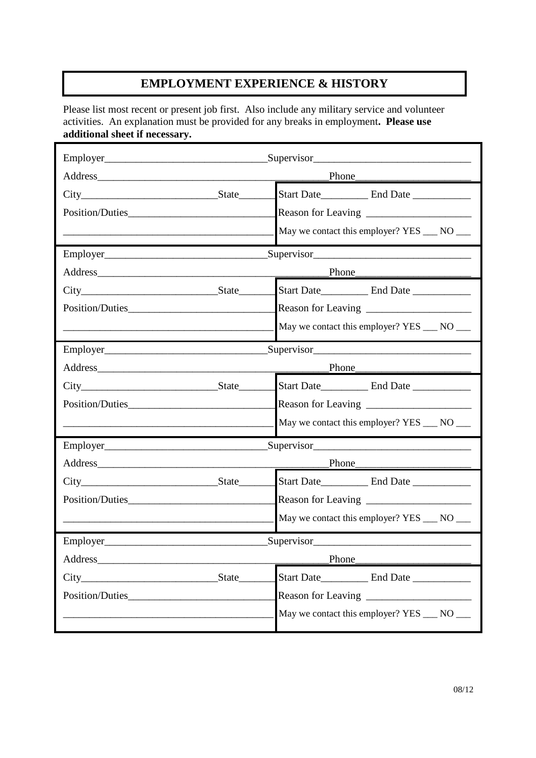# EMPLOYMENT EXPERIENCE & HISTORY

Please list most recent or present job first. Also include any military service and volunteer activities. An explanation must be provided for any breaks in employment. **Please use additional sheet if necessary.**

| | |
|---|---|
| Employer______________________________ | Supervisor______________________________ |
| Address_____________________________________________ | Phone______________________ |
| City__________________________State_______ | Start Date_________ End Date ___________ |
| Position/Duties___________________________ | Reason for Leaving ____________________ |
| _________________________________________ | May we contact this employer? YES ___ NO ___ |
| Employer______________________________ | Supervisor______________________________ |
| Address_____________________________________________ | Phone______________________ |
| City__________________________State_______ | Start Date_________ End Date ___________ |
| Position/Duties___________________________ | Reason for Leaving ____________________ |
| _________________________________________ | May we contact this employer? YES ___ NO ___ |
| Employer______________________________ | Supervisor______________________________ |
| Address_____________________________________________ | Phone______________________ |
| City__________________________State_______ | Start Date_________ End Date ___________ |
| Position/Duties___________________________ | Reason for Leaving ____________________ |
| _________________________________________ | May we contact this employer? YES ___ NO ___ |
| Employer______________________________ | Supervisor______________________________ |
| Address_____________________________________________ | Phone______________________ |
| City__________________________State_______ | Start Date_________ End Date ___________ |
| Position/Duties___________________________ | Reason for Leaving ____________________ |
| _________________________________________ | May we contact this employer? YES ___ NO ___ |
| Employer______________________________ | Supervisor______________________________ |
| Address_____________________________________________ | Phone______________________ |
| City__________________________State_______ | Start Date_________ End Date ___________ |
| Position/Duties___________________________ | Reason for Leaving ____________________ |
| _________________________________________ | May we contact this employer? YES ___ NO ___ |

08/12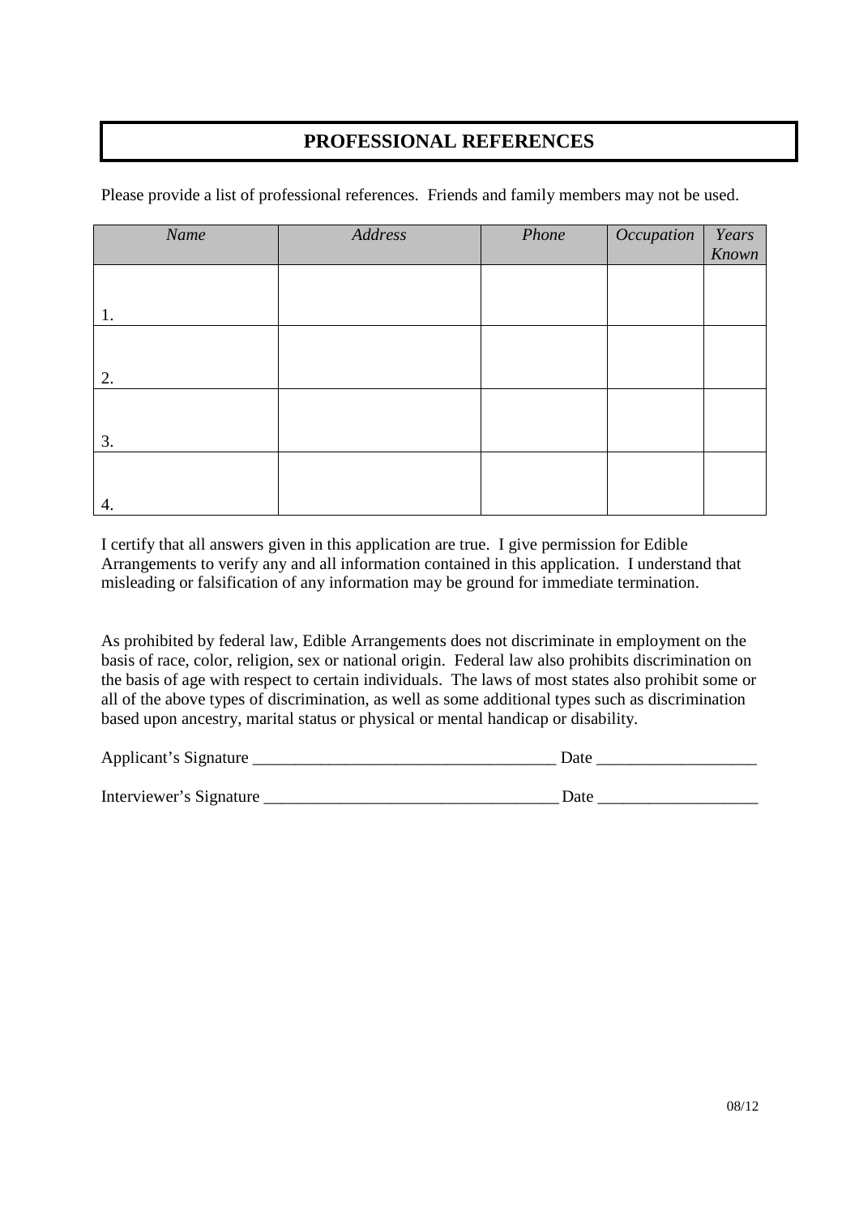## PROFESSIONAL REFERENCES

Please provide a list of professional references. Friends and family members may not be used.

| *Name* | *Address* | *Phone* | *Occupation* | *Years Known* |
|---|---|---|---|---|
| 1. | | | | |
| 2. | | | | |
| 3. | | | | |
| 4. | | | | |

I certify that all answers given in this application are true. I give permission for Edible Arrangements to verify any and all information contained in this application. I understand that misleading or falsification of any information may be ground for immediate termination.

As prohibited by federal law, Edible Arrangements does not discriminate in employment on the basis of race, color, religion, sex or national origin. Federal law also prohibits discrimination on the basis of age with respect to certain individuals. The laws of most states also prohibit some or all of the above types of discrimination, as well as some additional types such as discrimination based upon ancestry, marital status or physical or mental handicap or disability.

Applicant's Signature ____________________________________ Date ___________________

Interviewer's Signature ___________________________________ Date ___________________

08/12